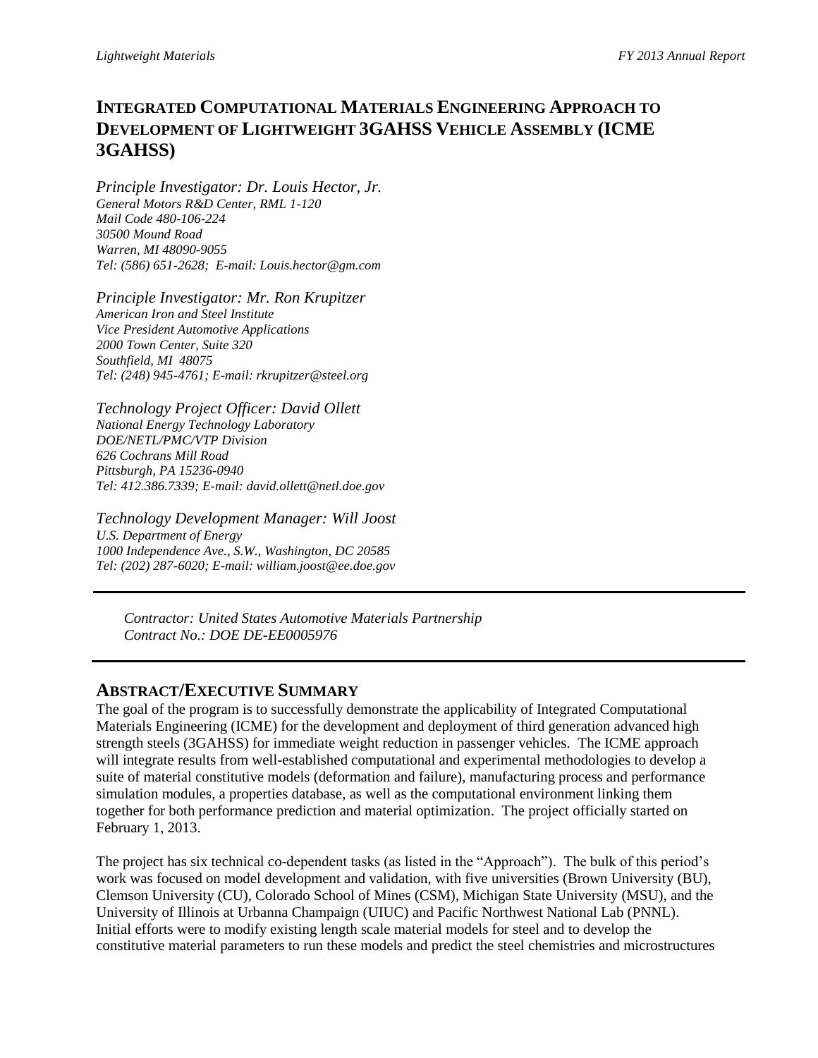# INTEGRATED COMPUTATIONAL MATERIALS ENGINEERING APPROACH TO DEVELOPMENT OF LIGHTWEIGHT 3GAHSS VEHICLE ASSEMBLY (ICME 3GAHSS)

*Principle Investigator: Dr. Louis Hector, Jr.*
*General Motors R&D Center, RML 1-120*
*Mail Code 480-106-224*
*30500 Mound Road*
*Warren, MI 48090-9055*
*Tel: (586) 651-2628; E-mail: Louis.hector@gm.com*

*Principle Investigator: Mr. Ron Krupitzer*
*American Iron and Steel Institute*
*Vice President Automotive Applications*
*2000 Town Center, Suite 320*
*Southfield, MI 48075*
*Tel: (248) 945-4761; E-mail: rkrupitzer@steel.org*

*Technology Project Officer: David Ollett*
*National Energy Technology Laboratory*
*DOE/NETL/PMC/VTP Division*
*626 Cochrans Mill Road*
*Pittsburgh, PA 15236-0940*
*Tel: 412.386.7339; E-mail: david.ollett@netl.doe.gov*

*Technology Development Manager: Will Joost*
*U.S. Department of Energy*
*1000 Independence Ave., S.W., Washington, DC 20585*
*Tel: (202) 287-6020; E-mail: william.joost@ee.doe.gov*

---

*Contractor: United States Automotive Materials Partnership*
*Contract No.: DOE DE-EE0005976*

---

## ABSTRACT/EXECUTIVE SUMMARY

The goal of the program is to successfully demonstrate the applicability of Integrated Computational Materials Engineering (ICME) for the development and deployment of third generation advanced high strength steels (3GAHSS) for immediate weight reduction in passenger vehicles. The ICME approach will integrate results from well-established computational and experimental methodologies to develop a suite of material constitutive models (deformation and failure), manufacturing process and performance simulation modules, a properties database, as well as the computational environment linking them together for both performance prediction and material optimization. The project officially started on February 1, 2013.

The project has six technical co-dependent tasks (as listed in the "Approach"). The bulk of this period's work was focused on model development and validation, with five universities (Brown University (BU), Clemson University (CU), Colorado School of Mines (CSM), Michigan State University (MSU), and the University of Illinois at Urbanna Champaign (UIUC) and Pacific Northwest National Lab (PNNL). Initial efforts were to modify existing length scale material models for steel and to develop the constitutive material parameters to run these models and predict the steel chemistries and microstructures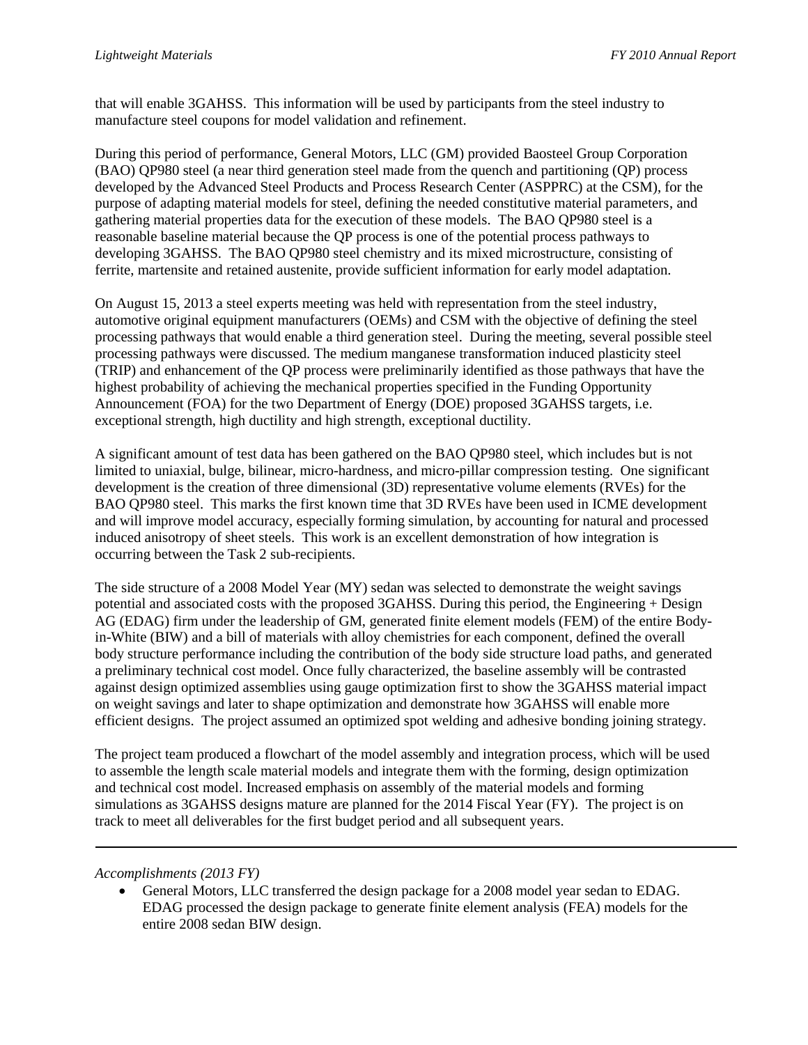that will enable 3GAHSS. This information will be used by participants from the steel industry to manufacture steel coupons for model validation and refinement.

During this period of performance, General Motors, LLC (GM) provided Baosteel Group Corporation (BAO) QP980 steel (a near third generation steel made from the quench and partitioning (QP) process developed by the Advanced Steel Products and Process Research Center (ASPPRC) at the CSM), for the purpose of adapting material models for steel, defining the needed constitutive material parameters, and gathering material properties data for the execution of these models. The BAO QP980 steel is a reasonable baseline material because the QP process is one of the potential process pathways to developing 3GAHSS. The BAO QP980 steel chemistry and its mixed microstructure, consisting of ferrite, martensite and retained austenite, provide sufficient information for early model adaptation.

On August 15, 2013 a steel experts meeting was held with representation from the steel industry, automotive original equipment manufacturers (OEMs) and CSM with the objective of defining the steel processing pathways that would enable a third generation steel. During the meeting, several possible steel processing pathways were discussed. The medium manganese transformation induced plasticity steel (TRIP) and enhancement of the QP process were preliminarily identified as those pathways that have the highest probability of achieving the mechanical properties specified in the Funding Opportunity Announcement (FOA) for the two Department of Energy (DOE) proposed 3GAHSS targets, i.e. exceptional strength, high ductility and high strength, exceptional ductility.

A significant amount of test data has been gathered on the BAO QP980 steel, which includes but is not limited to uniaxial, bulge, bilinear, micro-hardness, and micro-pillar compression testing. One significant development is the creation of three dimensional (3D) representative volume elements (RVEs) for the BAO QP980 steel. This marks the first known time that 3D RVEs have been used in ICME development and will improve model accuracy, especially forming simulation, by accounting for natural and processed induced anisotropy of sheet steels. This work is an excellent demonstration of how integration is occurring between the Task 2 sub-recipients.

The side structure of a 2008 Model Year (MY) sedan was selected to demonstrate the weight savings potential and associated costs with the proposed 3GAHSS. During this period, the Engineering + Design AG (EDAG) firm under the leadership of GM, generated finite element models (FEM) of the entire Body-in-White (BIW) and a bill of materials with alloy chemistries for each component, defined the overall body structure performance including the contribution of the body side structure load paths, and generated a preliminary technical cost model. Once fully characterized, the baseline assembly will be contrasted against design optimized assemblies using gauge optimization first to show the 3GAHSS material impact on weight savings and later to shape optimization and demonstrate how 3GAHSS will enable more efficient designs. The project assumed an optimized spot welding and adhesive bonding joining strategy.

The project team produced a flowchart of the model assembly and integration process, which will be used to assemble the length scale material models and integrate them with the forming, design optimization and technical cost model. Increased emphasis on assembly of the material models and forming simulations as 3GAHSS designs mature are planned for the 2014 Fiscal Year (FY). The project is on track to meet all deliverables for the first budget period and all subsequent years.

---

*Accomplishments (2013 FY)*

- General Motors, LLC transferred the design package for a 2008 model year sedan to EDAG. EDAG processed the design package to generate finite element analysis (FEA) models for the entire 2008 sedan BIW design.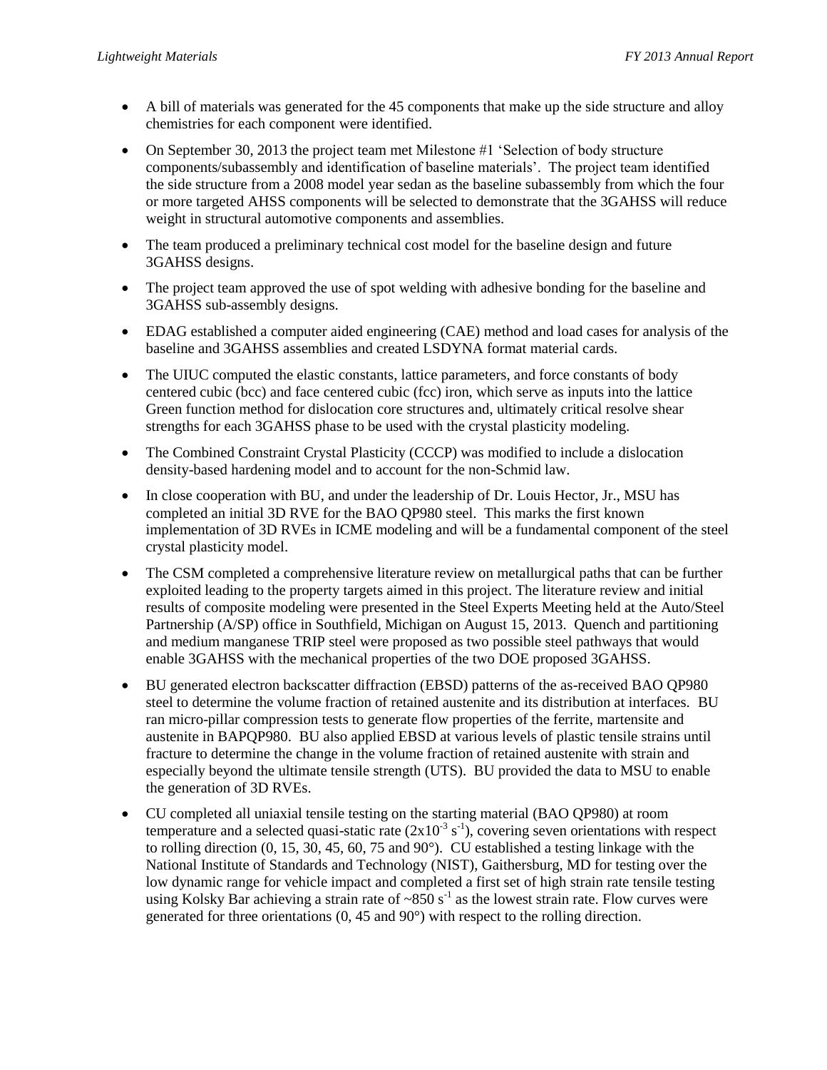- A bill of materials was generated for the 45 components that make up the side structure and alloy chemistries for each component were identified.
- On September 30, 2013 the project team met Milestone #1 'Selection of body structure components/subassembly and identification of baseline materials'. The project team identified the side structure from a 2008 model year sedan as the baseline subassembly from which the four or more targeted AHSS components will be selected to demonstrate that the 3GAHSS will reduce weight in structural automotive components and assemblies.
- The team produced a preliminary technical cost model for the baseline design and future 3GAHSS designs.
- The project team approved the use of spot welding with adhesive bonding for the baseline and 3GAHSS sub-assembly designs.
- EDAG established a computer aided engineering (CAE) method and load cases for analysis of the baseline and 3GAHSS assemblies and created LSDYNA format material cards.
- The UIUC computed the elastic constants, lattice parameters, and force constants of body centered cubic (bcc) and face centered cubic (fcc) iron, which serve as inputs into the lattice Green function method for dislocation core structures and, ultimately critical resolve shear strengths for each 3GAHSS phase to be used with the crystal plasticity modeling.
- The Combined Constraint Crystal Plasticity (CCCP) was modified to include a dislocation density-based hardening model and to account for the non-Schmid law.
- In close cooperation with BU, and under the leadership of Dr. Louis Hector, Jr., MSU has completed an initial 3D RVE for the BAO QP980 steel. This marks the first known implementation of 3D RVEs in ICME modeling and will be a fundamental component of the steel crystal plasticity model.
- The CSM completed a comprehensive literature review on metallurgical paths that can be further exploited leading to the property targets aimed in this project. The literature review and initial results of composite modeling were presented in the Steel Experts Meeting held at the Auto/Steel Partnership (A/SP) office in Southfield, Michigan on August 15, 2013. Quench and partitioning and medium manganese TRIP steel were proposed as two possible steel pathways that would enable 3GAHSS with the mechanical properties of the two DOE proposed 3GAHSS.
- BU generated electron backscatter diffraction (EBSD) patterns of the as-received BAO QP980 steel to determine the volume fraction of retained austenite and its distribution at interfaces. BU ran micro-pillar compression tests to generate flow properties of the ferrite, martensite and austenite in BAPQP980. BU also applied EBSD at various levels of plastic tensile strains until fracture to determine the change in the volume fraction of retained austenite with strain and especially beyond the ultimate tensile strength (UTS). BU provided the data to MSU to enable the generation of 3D RVEs.
- CU completed all uniaxial tensile testing on the starting material (BAO QP980) at room temperature and a selected quasi-static rate ($2x10^{-3}$ $s^{-1}$), covering seven orientations with respect to rolling direction (0, 15, 30, 45, 60, 75 and 90°). CU established a testing linkage with the National Institute of Standards and Technology (NIST), Gaithersburg, MD for testing over the low dynamic range for vehicle impact and completed a first set of high strain rate tensile testing using Kolsky Bar achieving a strain rate of ~850 $s^{-1}$ as the lowest strain rate. Flow curves were generated for three orientations (0, 45 and 90°) with respect to the rolling direction.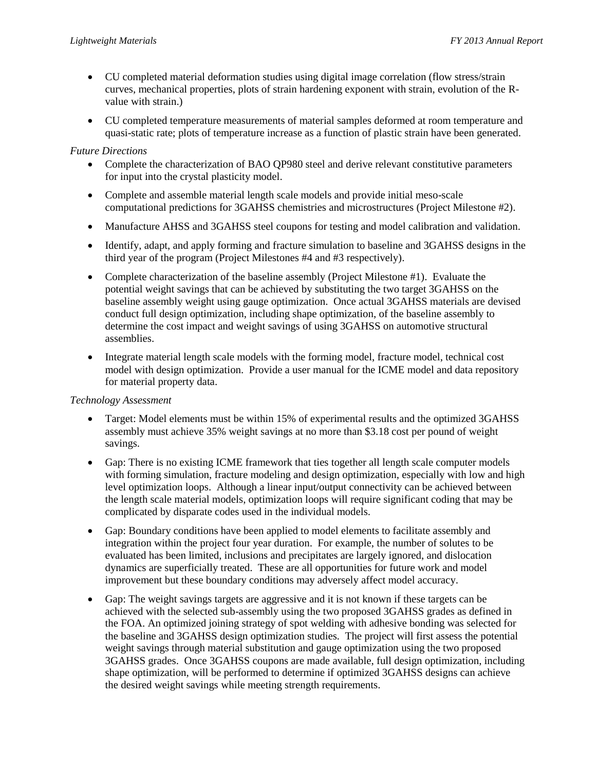- CU completed material deformation studies using digital image correlation (flow stress/strain curves, mechanical properties, plots of strain hardening exponent with strain, evolution of the R-value with strain.)
- CU completed temperature measurements of material samples deformed at room temperature and quasi-static rate; plots of temperature increase as a function of plastic strain have been generated.

*Future Directions*

- Complete the characterization of BAO QP980 steel and derive relevant constitutive parameters for input into the crystal plasticity model.
- Complete and assemble material length scale models and provide initial meso-scale computational predictions for 3GAHSS chemistries and microstructures (Project Milestone #2).
- Manufacture AHSS and 3GAHSS steel coupons for testing and model calibration and validation.
- Identify, adapt, and apply forming and fracture simulation to baseline and 3GAHSS designs in the third year of the program (Project Milestones #4 and #3 respectively).
- Complete characterization of the baseline assembly (Project Milestone #1). Evaluate the potential weight savings that can be achieved by substituting the two target 3GAHSS on the baseline assembly weight using gauge optimization. Once actual 3GAHSS materials are devised conduct full design optimization, including shape optimization, of the baseline assembly to determine the cost impact and weight savings of using 3GAHSS on automotive structural assemblies.
- Integrate material length scale models with the forming model, fracture model, technical cost model with design optimization. Provide a user manual for the ICME model and data repository for material property data.

*Technology Assessment*

- Target: Model elements must be within 15% of experimental results and the optimized 3GAHSS assembly must achieve 35% weight savings at no more than $3.18 cost per pound of weight savings.
- Gap: There is no existing ICME framework that ties together all length scale computer models with forming simulation, fracture modeling and design optimization, especially with low and high level optimization loops. Although a linear input/output connectivity can be achieved between the length scale material models, optimization loops will require significant coding that may be complicated by disparate codes used in the individual models.
- Gap: Boundary conditions have been applied to model elements to facilitate assembly and integration within the project four year duration. For example, the number of solutes to be evaluated has been limited, inclusions and precipitates are largely ignored, and dislocation dynamics are superficially treated. These are all opportunities for future work and model improvement but these boundary conditions may adversely affect model accuracy.
- Gap: The weight savings targets are aggressive and it is not known if these targets can be achieved with the selected sub-assembly using the two proposed 3GAHSS grades as defined in the FOA. An optimized joining strategy of spot welding with adhesive bonding was selected for the baseline and 3GAHSS design optimization studies. The project will first assess the potential weight savings through material substitution and gauge optimization using the two proposed 3GAHSS grades. Once 3GAHSS coupons are made available, full design optimization, including shape optimization, will be performed to determine if optimized 3GAHSS designs can achieve the desired weight savings while meeting strength requirements.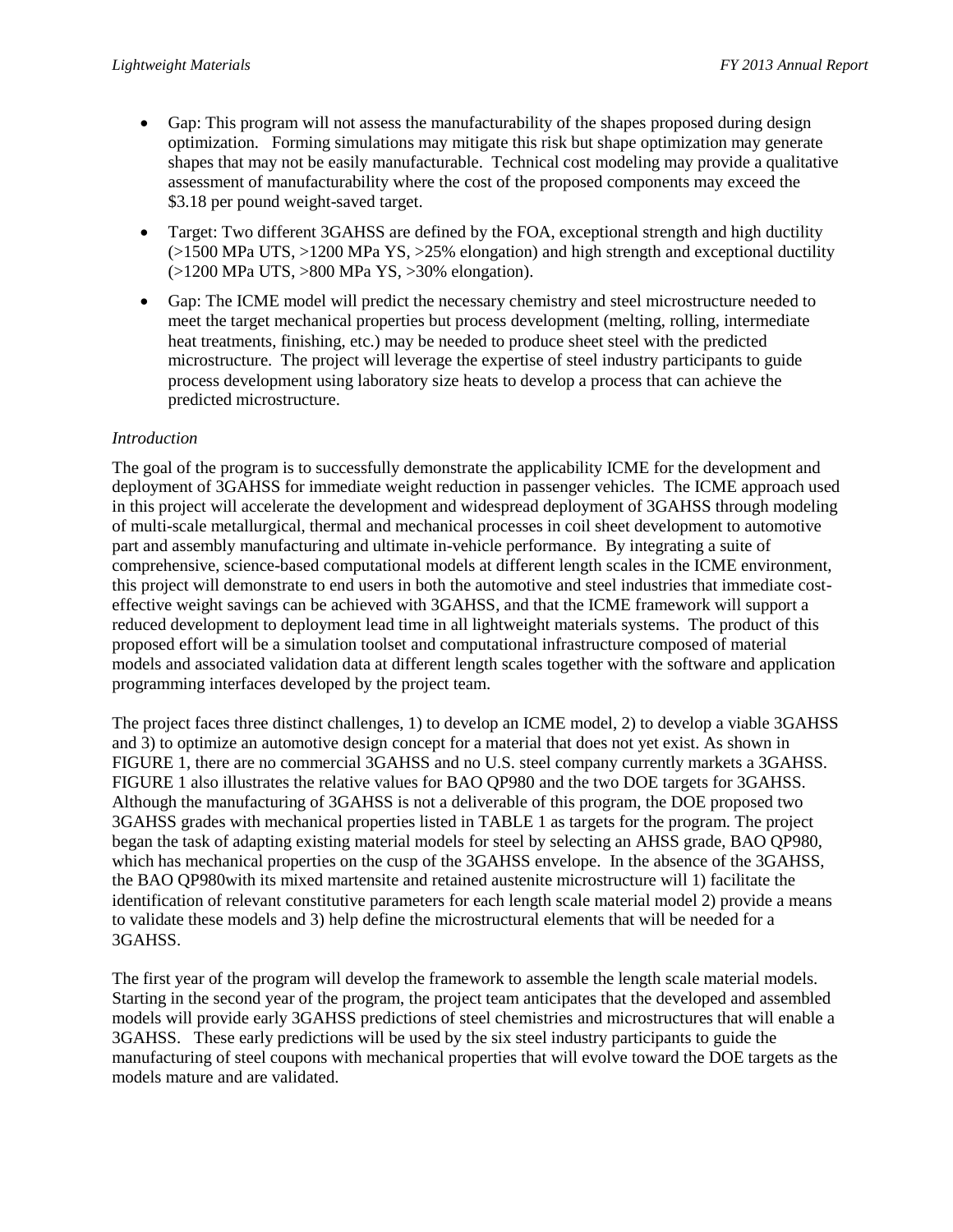- Gap: This program will not assess the manufacturability of the shapes proposed during design optimization. Forming simulations may mitigate this risk but shape optimization may generate shapes that may not be easily manufacturable. Technical cost modeling may provide a qualitative assessment of manufacturability where the cost of the proposed components may exceed the $3.18 per pound weight-saved target.

- Target: Two different 3GAHSS are defined by the FOA, exceptional strength and high ductility (>1500 MPa UTS, >1200 MPa YS, >25% elongation) and high strength and exceptional ductility (>1200 MPa UTS, >800 MPa YS, >30% elongation).

- Gap: The ICME model will predict the necessary chemistry and steel microstructure needed to meet the target mechanical properties but process development (melting, rolling, intermediate heat treatments, finishing, etc.) may be needed to produce sheet steel with the predicted microstructure. The project will leverage the expertise of steel industry participants to guide process development using laboratory size heats to develop a process that can achieve the predicted microstructure.

*Introduction*

The goal of the program is to successfully demonstrate the applicability ICME for the development and deployment of 3GAHSS for immediate weight reduction in passenger vehicles. The ICME approach used in this project will accelerate the development and widespread deployment of 3GAHSS through modeling of multi-scale metallurgical, thermal and mechanical processes in coil sheet development to automotive part and assembly manufacturing and ultimate in-vehicle performance. By integrating a suite of comprehensive, science-based computational models at different length scales in the ICME environment, this project will demonstrate to end users in both the automotive and steel industries that immediate cost-effective weight savings can be achieved with 3GAHSS, and that the ICME framework will support a reduced development to deployment lead time in all lightweight materials systems. The product of this proposed effort will be a simulation toolset and computational infrastructure composed of material models and associated validation data at different length scales together with the software and application programming interfaces developed by the project team.

The project faces three distinct challenges, 1) to develop an ICME model, 2) to develop a viable 3GAHSS and 3) to optimize an automotive design concept for a material that does not yet exist. As shown in FIGURE 1, there are no commercial 3GAHSS and no U.S. steel company currently markets a 3GAHSS. FIGURE 1 also illustrates the relative values for BAO QP980 and the two DOE targets for 3GAHSS. Although the manufacturing of 3GAHSS is not a deliverable of this program, the DOE proposed two 3GAHSS grades with mechanical properties listed in TABLE 1 as targets for the program. The project began the task of adapting existing material models for steel by selecting an AHSS grade, BAO QP980, which has mechanical properties on the cusp of the 3GAHSS envelope. In the absence of the 3GAHSS, the BAO QP980with its mixed martensite and retained austenite microstructure will 1) facilitate the identification of relevant constitutive parameters for each length scale material model 2) provide a means to validate these models and 3) help define the microstructural elements that will be needed for a 3GAHSS.

The first year of the program will develop the framework to assemble the length scale material models. Starting in the second year of the program, the project team anticipates that the developed and assembled models will provide early 3GAHSS predictions of steel chemistries and microstructures that will enable a 3GAHSS. These early predictions will be used by the six steel industry participants to guide the manufacturing of steel coupons with mechanical properties that will evolve toward the DOE targets as the models mature and are validated.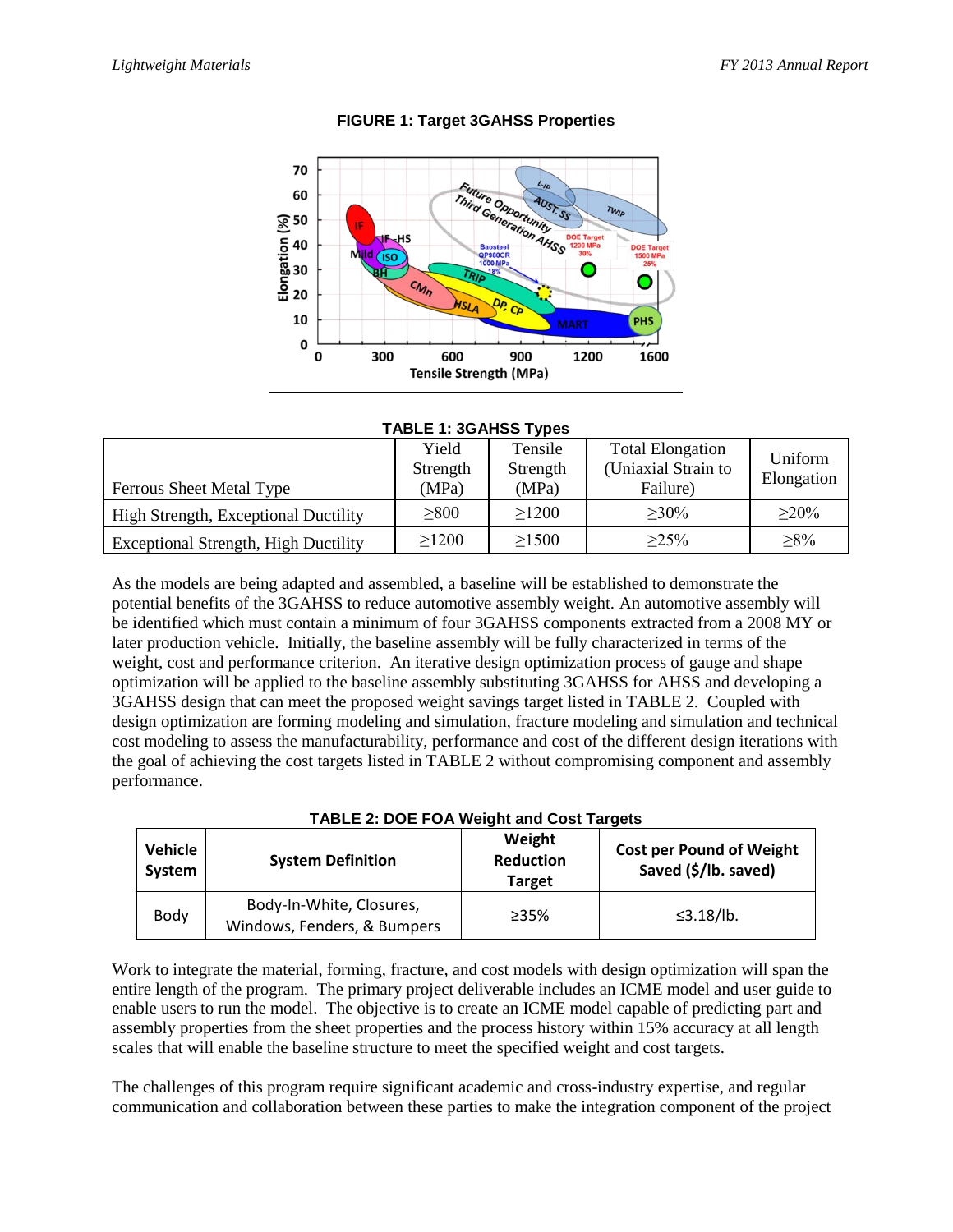**FIGURE 1: Target 3GAHSS Properties**

**TABLE 1: 3GAHSS Types**

| Ferrous Sheet Metal Type | Yield Strength (MPa) | Tensile Strength (MPa) | Total Elongation (Uniaxial Strain to Failure) | Uniform Elongation |
|---|---|---|---|---|
| High Strength, Exceptional Ductility | ≥800 | ≥1200 | ≥30% | ≥20% |
| Exceptional Strength, High Ductility | ≥1200 | ≥1500 | ≥25% | ≥8% |

As the models are being adapted and assembled, a baseline will be established to demonstrate the potential benefits of the 3GAHSS to reduce automotive assembly weight. An automotive assembly will be identified which must contain a minimum of four 3GAHSS components extracted from a 2008 MY or later production vehicle. Initially, the baseline assembly will be fully characterized in terms of the weight, cost and performance criterion. An iterative design optimization process of gauge and shape optimization will be applied to the baseline assembly substituting 3GAHSS for AHSS and developing a 3GAHSS design that can meet the proposed weight savings target listed in TABLE 2. Coupled with design optimization are forming modeling and simulation, fracture modeling and simulation and technical cost modeling to assess the manufacturability, performance and cost of the different design iterations with the goal of achieving the cost targets listed in TABLE 2 without compromising component and assembly performance.

**TABLE 2: DOE FOA Weight and Cost Targets**

| Vehicle System | System Definition | Weight Reduction Target | Cost per Pound of Weight Saved ($/lb. saved) |
|---|---|---|---|
| Body | Body-In-White, Closures, Windows, Fenders, & Bumpers | ≥35% | ≤3.18/lb. |

Work to integrate the material, forming, fracture, and cost models with design optimization will span the entire length of the program. The primary project deliverable includes an ICME model and user guide to enable users to run the model. The objective is to create an ICME model capable of predicting part and assembly properties from the sheet properties and the process history within 15% accuracy at all length scales that will enable the baseline structure to meet the specified weight and cost targets.

The challenges of this program require significant academic and cross-industry expertise, and regular communication and collaboration between these parties to make the integration component of the project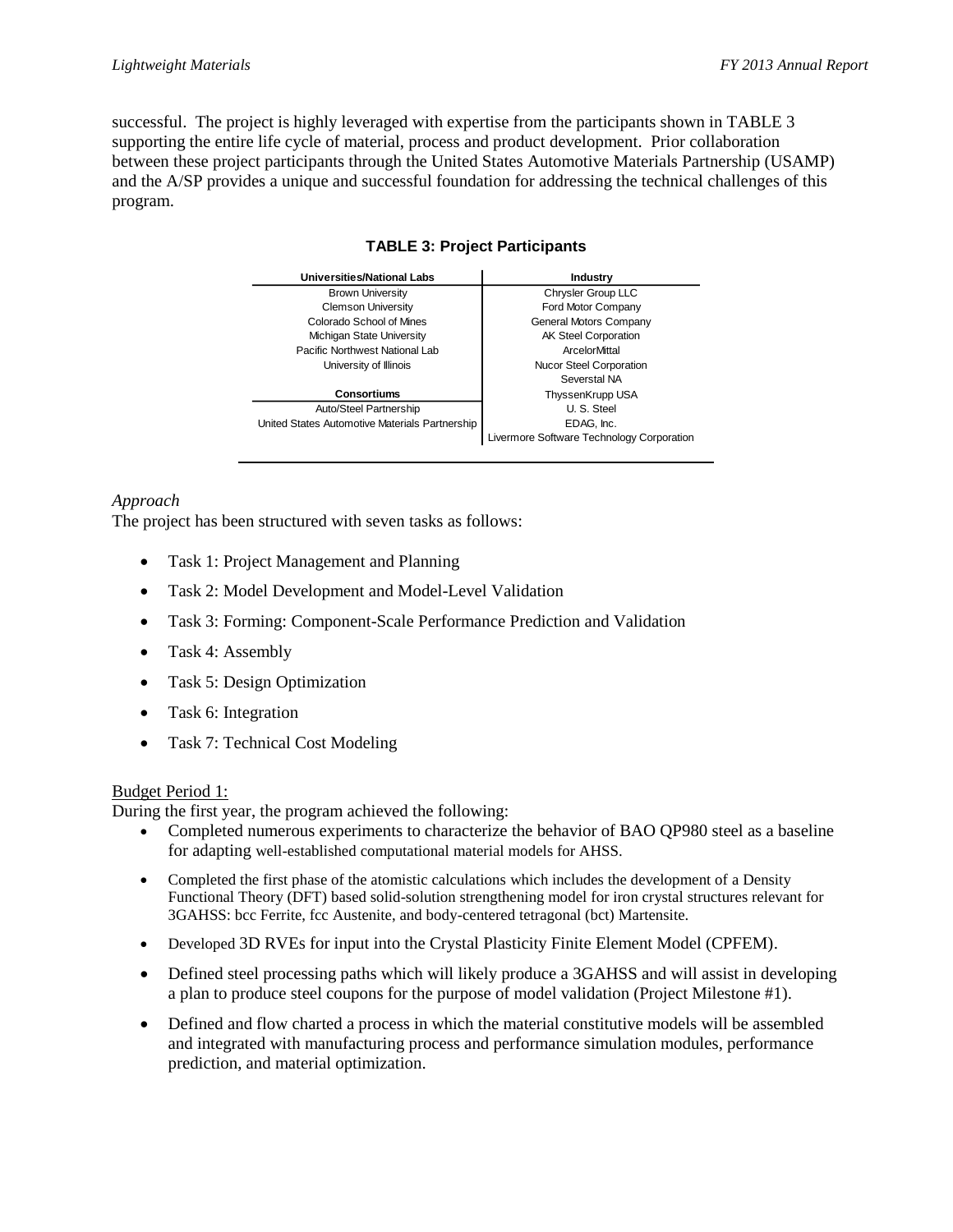successful. The project is highly leveraged with expertise from the participants shown in TABLE 3 supporting the entire life cycle of material, process and product development. Prior collaboration between these project participants through the United States Automotive Materials Partnership (USAMP) and the A/SP provides a unique and successful foundation for addressing the technical challenges of this program.

**TABLE 3: Project Participants**

| Universities/National Labs | Industry |
|---|---|
| Brown University | Chrysler Group LLC |
| Clemson University | Ford Motor Company |
| Colorado School of Mines | General Motors Company |
| Michigan State University | AK Steel Corporation |
| Pacific Northwest National Lab | ArcelorMittal |
| University of Illinois | Nucor Steel Corporation |
| | Severstal NA |
| **Consortiums** | ThyssenKrupp USA |
| Auto/Steel Partnership | U. S. Steel |
| United States Automotive Materials Partnership | EDAG, Inc. |
| | Livermore Software Technology Corporation |

*Approach*

The project has been structured with seven tasks as follows:

- Task 1: Project Management and Planning
- Task 2: Model Development and Model-Level Validation
- Task 3: Forming: Component-Scale Performance Prediction and Validation
- Task 4: Assembly
- Task 5: Design Optimization
- Task 6: Integration
- Task 7: Technical Cost Modeling

<u>Budget Period 1:</u>

During the first year, the program achieved the following:

- Completed numerous experiments to characterize the behavior of BAO QP980 steel as a baseline for adapting well-established computational material models for AHSS.
- Completed the first phase of the atomistic calculations which includes the development of a Density Functional Theory (DFT) based solid-solution strengthening model for iron crystal structures relevant for 3GAHSS: bcc Ferrite, fcc Austenite, and body-centered tetragonal (bct) Martensite.
- Developed 3D RVEs for input into the Crystal Plasticity Finite Element Model (CPFEM).
- Defined steel processing paths which will likely produce a 3GAHSS and will assist in developing a plan to produce steel coupons for the purpose of model validation (Project Milestone #1).
- Defined and flow charted a process in which the material constitutive models will be assembled and integrated with manufacturing process and performance simulation modules, performance prediction, and material optimization.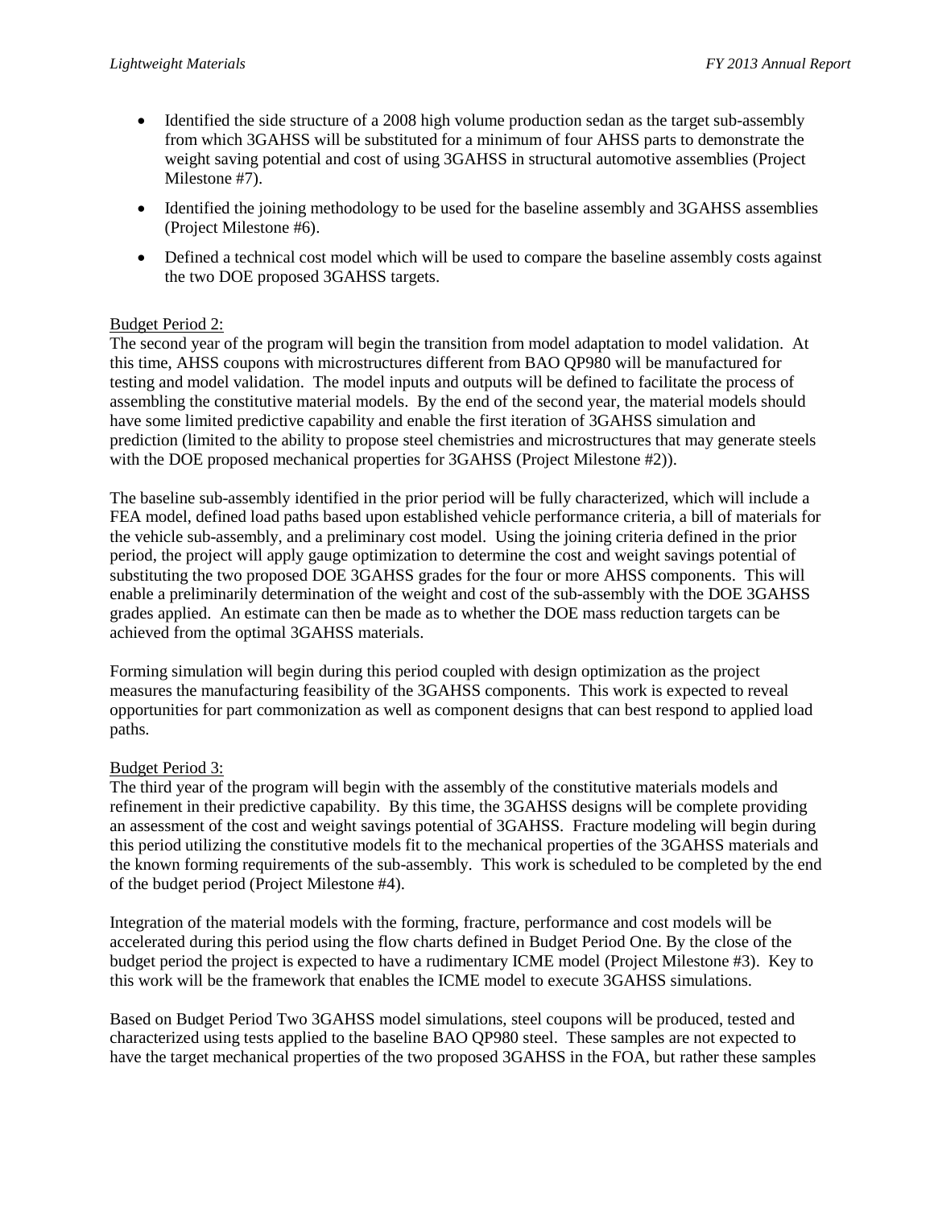- Identified the side structure of a 2008 high volume production sedan as the target sub-assembly from which 3GAHSS will be substituted for a minimum of four AHSS parts to demonstrate the weight saving potential and cost of using 3GAHSS in structural automotive assemblies (Project Milestone #7).
- Identified the joining methodology to be used for the baseline assembly and 3GAHSS assemblies (Project Milestone #6).
- Defined a technical cost model which will be used to compare the baseline assembly costs against the two DOE proposed 3GAHSS targets.

<u>Budget Period 2:</u>

The second year of the program will begin the transition from model adaptation to model validation. At this time, AHSS coupons with microstructures different from BAO QP980 will be manufactured for testing and model validation. The model inputs and outputs will be defined to facilitate the process of assembling the constitutive material models. By the end of the second year, the material models should have some limited predictive capability and enable the first iteration of 3GAHSS simulation and prediction (limited to the ability to propose steel chemistries and microstructures that may generate steels with the DOE proposed mechanical properties for 3GAHSS (Project Milestone #2)).

The baseline sub-assembly identified in the prior period will be fully characterized, which will include a FEA model, defined load paths based upon established vehicle performance criteria, a bill of materials for the vehicle sub-assembly, and a preliminary cost model. Using the joining criteria defined in the prior period, the project will apply gauge optimization to determine the cost and weight savings potential of substituting the two proposed DOE 3GAHSS grades for the four or more AHSS components. This will enable a preliminarily determination of the weight and cost of the sub-assembly with the DOE 3GAHSS grades applied. An estimate can then be made as to whether the DOE mass reduction targets can be achieved from the optimal 3GAHSS materials.

Forming simulation will begin during this period coupled with design optimization as the project measures the manufacturing feasibility of the 3GAHSS components. This work is expected to reveal opportunities for part commonization as well as component designs that can best respond to applied load paths.

<u>Budget Period 3:</u>

The third year of the program will begin with the assembly of the constitutive materials models and refinement in their predictive capability. By this time, the 3GAHSS designs will be complete providing an assessment of the cost and weight savings potential of 3GAHSS. Fracture modeling will begin during this period utilizing the constitutive models fit to the mechanical properties of the 3GAHSS materials and the known forming requirements of the sub-assembly. This work is scheduled to be completed by the end of the budget period (Project Milestone #4).

Integration of the material models with the forming, fracture, performance and cost models will be accelerated during this period using the flow charts defined in Budget Period One. By the close of the budget period the project is expected to have a rudimentary ICME model (Project Milestone #3). Key to this work will be the framework that enables the ICME model to execute 3GAHSS simulations.

Based on Budget Period Two 3GAHSS model simulations, steel coupons will be produced, tested and characterized using tests applied to the baseline BAO QP980 steel. These samples are not expected to have the target mechanical properties of the two proposed 3GAHSS in the FOA, but rather these samples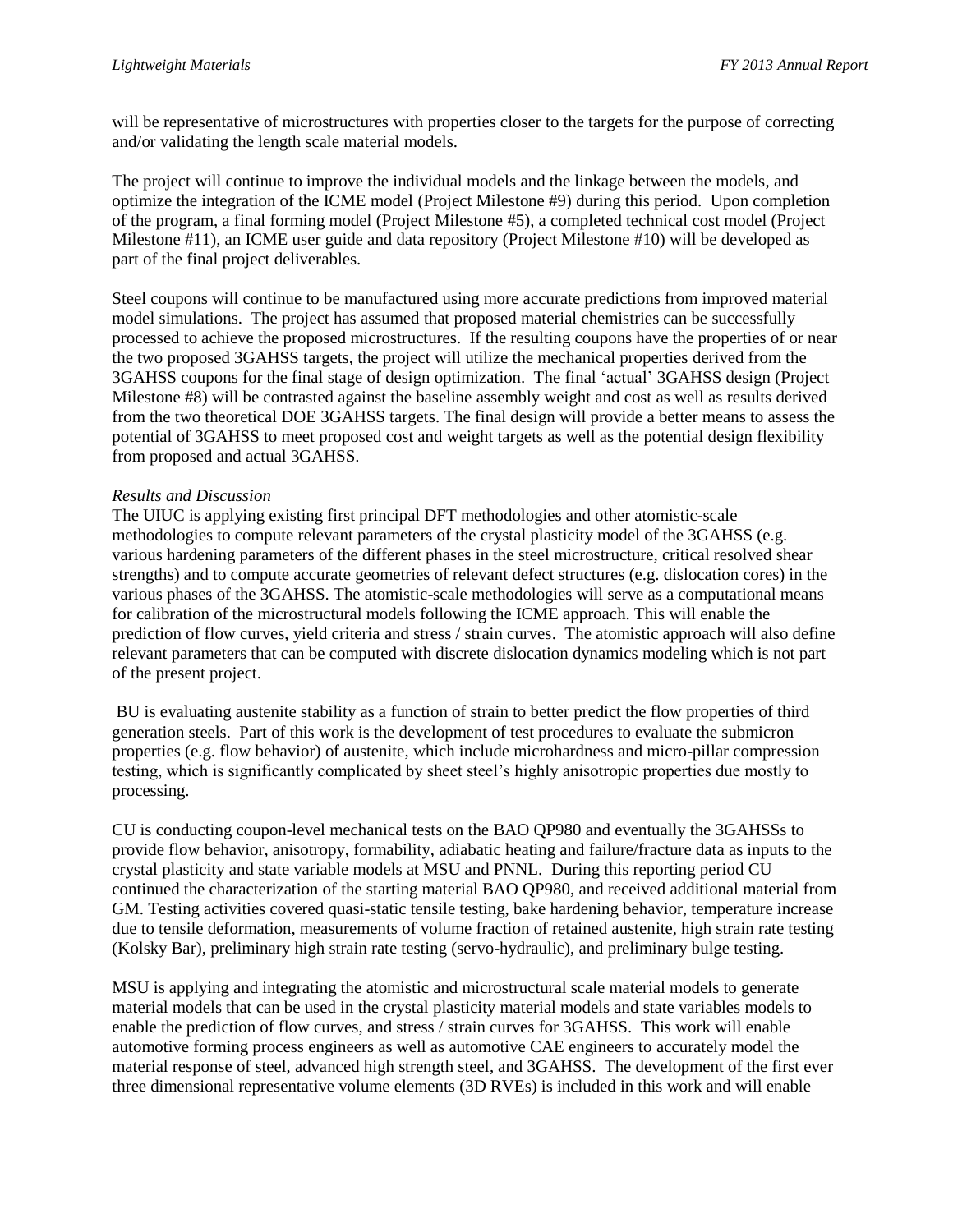will be representative of microstructures with properties closer to the targets for the purpose of correcting and/or validating the length scale material models.

The project will continue to improve the individual models and the linkage between the models, and optimize the integration of the ICME model (Project Milestone #9) during this period. Upon completion of the program, a final forming model (Project Milestone #5), a completed technical cost model (Project Milestone #11), an ICME user guide and data repository (Project Milestone #10) will be developed as part of the final project deliverables.

Steel coupons will continue to be manufactured using more accurate predictions from improved material model simulations. The project has assumed that proposed material chemistries can be successfully processed to achieve the proposed microstructures. If the resulting coupons have the properties of or near the two proposed 3GAHSS targets, the project will utilize the mechanical properties derived from the 3GAHSS coupons for the final stage of design optimization. The final 'actual' 3GAHSS design (Project Milestone #8) will be contrasted against the baseline assembly weight and cost as well as results derived from the two theoretical DOE 3GAHSS targets. The final design will provide a better means to assess the potential of 3GAHSS to meet proposed cost and weight targets as well as the potential design flexibility from proposed and actual 3GAHSS.

*Results and Discussion*

The UIUC is applying existing first principal DFT methodologies and other atomistic-scale methodologies to compute relevant parameters of the crystal plasticity model of the 3GAHSS (e.g. various hardening parameters of the different phases in the steel microstructure, critical resolved shear strengths) and to compute accurate geometries of relevant defect structures (e.g. dislocation cores) in the various phases of the 3GAHSS. The atomistic-scale methodologies will serve as a computational means for calibration of the microstructural models following the ICME approach. This will enable the prediction of flow curves, yield criteria and stress / strain curves. The atomistic approach will also define relevant parameters that can be computed with discrete dislocation dynamics modeling which is not part of the present project.

BU is evaluating austenite stability as a function of strain to better predict the flow properties of third generation steels. Part of this work is the development of test procedures to evaluate the submicron properties (e.g. flow behavior) of austenite, which include microhardness and micro-pillar compression testing, which is significantly complicated by sheet steel's highly anisotropic properties due mostly to processing.

CU is conducting coupon-level mechanical tests on the BAO QP980 and eventually the 3GAHSSs to provide flow behavior, anisotropy, formability, adiabatic heating and failure/fracture data as inputs to the crystal plasticity and state variable models at MSU and PNNL. During this reporting period CU continued the characterization of the starting material BAO QP980, and received additional material from GM. Testing activities covered quasi-static tensile testing, bake hardening behavior, temperature increase due to tensile deformation, measurements of volume fraction of retained austenite, high strain rate testing (Kolsky Bar), preliminary high strain rate testing (servo-hydraulic), and preliminary bulge testing.

MSU is applying and integrating the atomistic and microstructural scale material models to generate material models that can be used in the crystal plasticity material models and state variables models to enable the prediction of flow curves, and stress / strain curves for 3GAHSS. This work will enable automotive forming process engineers as well as automotive CAE engineers to accurately model the material response of steel, advanced high strength steel, and 3GAHSS. The development of the first ever three dimensional representative volume elements (3D RVEs) is included in this work and will enable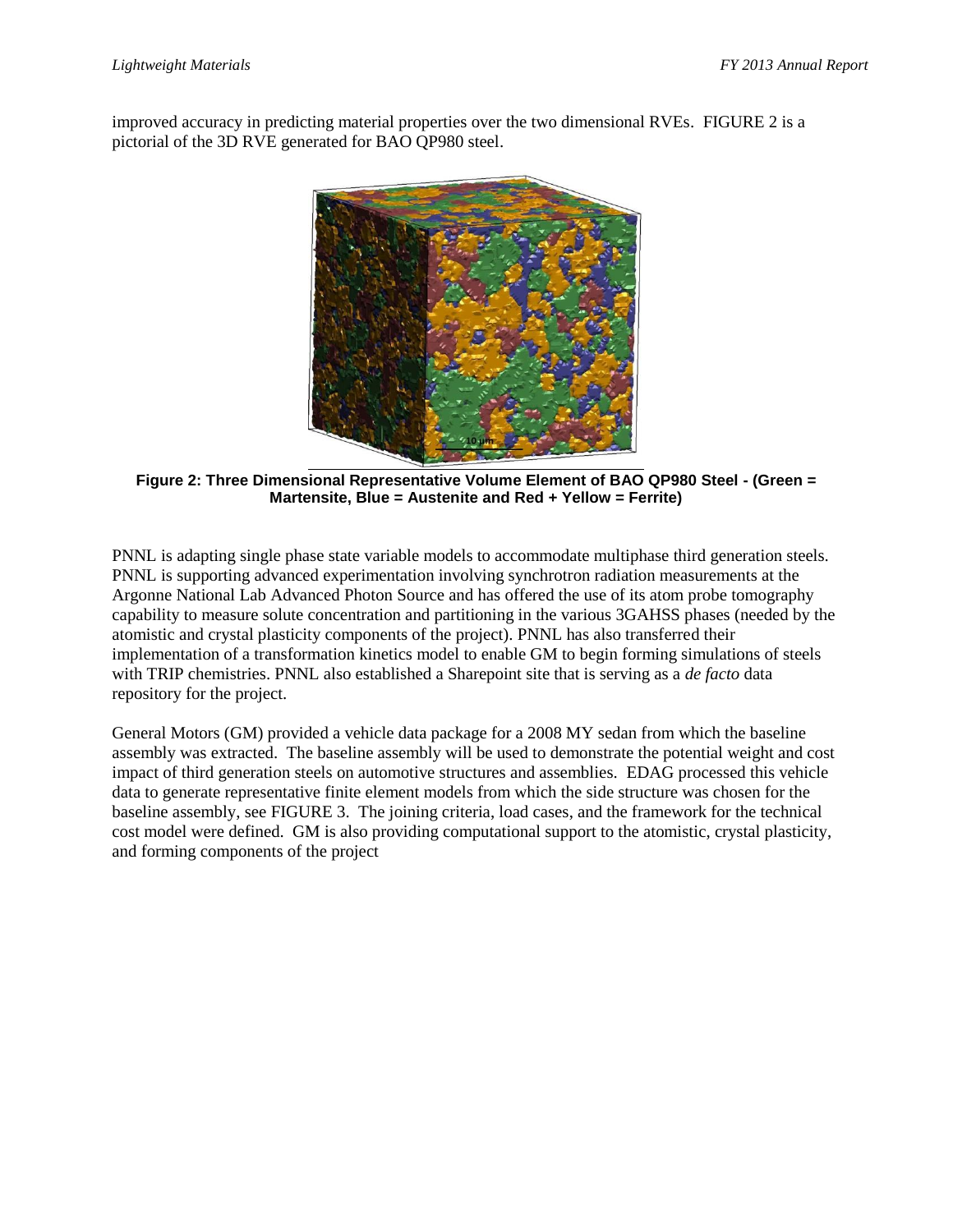improved accuracy in predicting material properties over the two dimensional RVEs. FIGURE 2 is a pictorial of the 3D RVE generated for BAO QP980 steel.

**Figure 2: Three Dimensional Representative Volume Element of BAO QP980 Steel - (Green = Martensite, Blue = Austenite and Red + Yellow = Ferrite)**

PNNL is adapting single phase state variable models to accommodate multiphase third generation steels. PNNL is supporting advanced experimentation involving synchrotron radiation measurements at the Argonne National Lab Advanced Photon Source and has offered the use of its atom probe tomography capability to measure solute concentration and partitioning in the various 3GAHSS phases (needed by the atomistic and crystal plasticity components of the project). PNNL has also transferred their implementation of a transformation kinetics model to enable GM to begin forming simulations of steels with TRIP chemistries. PNNL also established a Sharepoint site that is serving as a *de facto* data repository for the project.

General Motors (GM) provided a vehicle data package for a 2008 MY sedan from which the baseline assembly was extracted. The baseline assembly will be used to demonstrate the potential weight and cost impact of third generation steels on automotive structures and assemblies. EDAG processed this vehicle data to generate representative finite element models from which the side structure was chosen for the baseline assembly, see FIGURE 3. The joining criteria, load cases, and the framework for the technical cost model were defined. GM is also providing computational support to the atomistic, crystal plasticity, and forming components of the project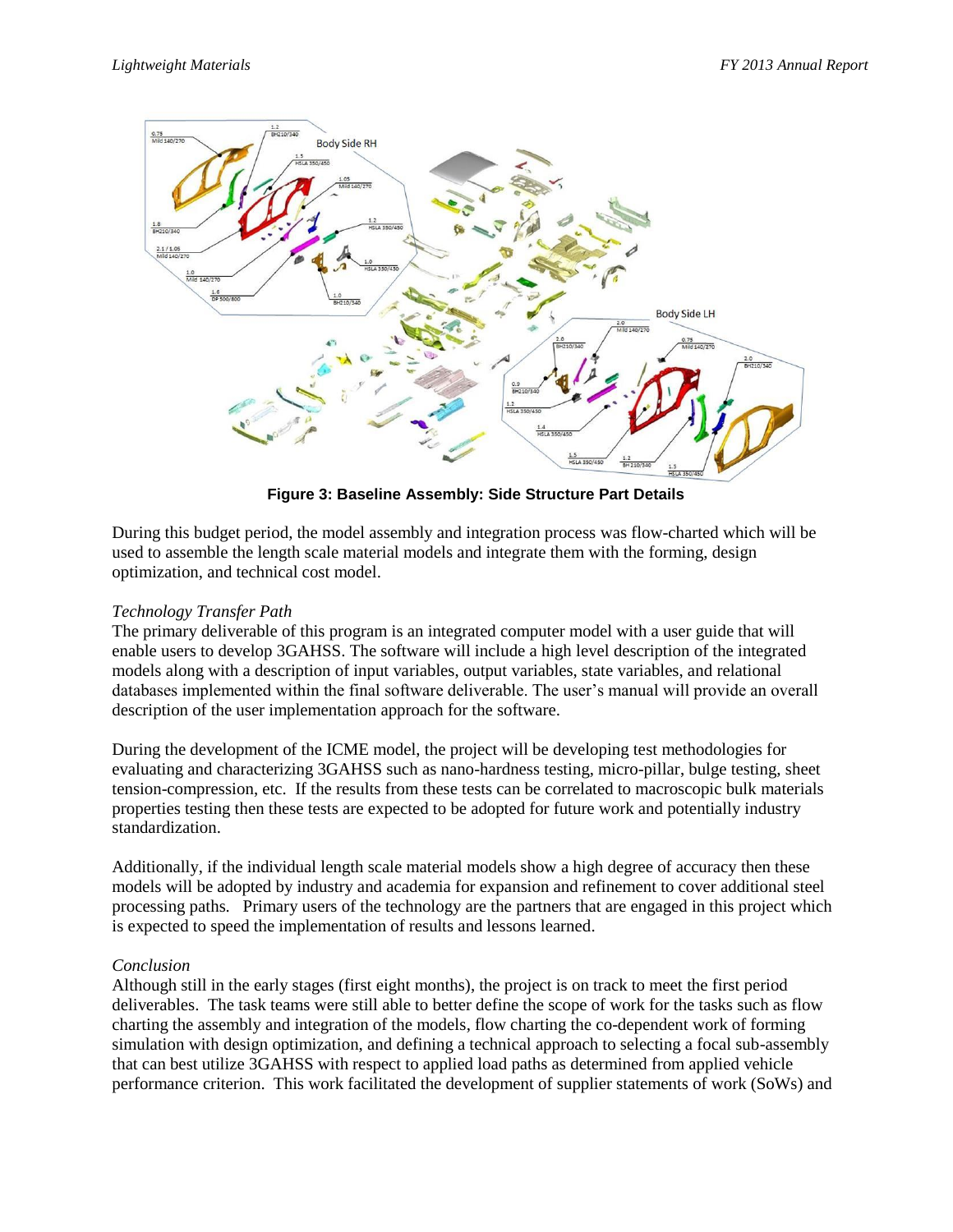**Figure 3: Baseline Assembly: Side Structure Part Details**

During this budget period, the model assembly and integration process was flow-charted which will be used to assemble the length scale material models and integrate them with the forming, design optimization, and technical cost model.

*Technology Transfer Path*

The primary deliverable of this program is an integrated computer model with a user guide that will enable users to develop 3GAHSS. The software will include a high level description of the integrated models along with a description of input variables, output variables, state variables, and relational databases implemented within the final software deliverable. The user's manual will provide an overall description of the user implementation approach for the software.

During the development of the ICME model, the project will be developing test methodologies for evaluating and characterizing 3GAHSS such as nano-hardness testing, micro-pillar, bulge testing, sheet tension-compression, etc. If the results from these tests can be correlated to macroscopic bulk materials properties testing then these tests are expected to be adopted for future work and potentially industry standardization.

Additionally, if the individual length scale material models show a high degree of accuracy then these models will be adopted by industry and academia for expansion and refinement to cover additional steel processing paths. Primary users of the technology are the partners that are engaged in this project which is expected to speed the implementation of results and lessons learned.

*Conclusion*

Although still in the early stages (first eight months), the project is on track to meet the first period deliverables. The task teams were still able to better define the scope of work for the tasks such as flow charting the assembly and integration of the models, flow charting the co-dependent work of forming simulation with design optimization, and defining a technical approach to selecting a focal sub-assembly that can best utilize 3GAHSS with respect to applied load paths as determined from applied vehicle performance criterion. This work facilitated the development of supplier statements of work (SoWs) and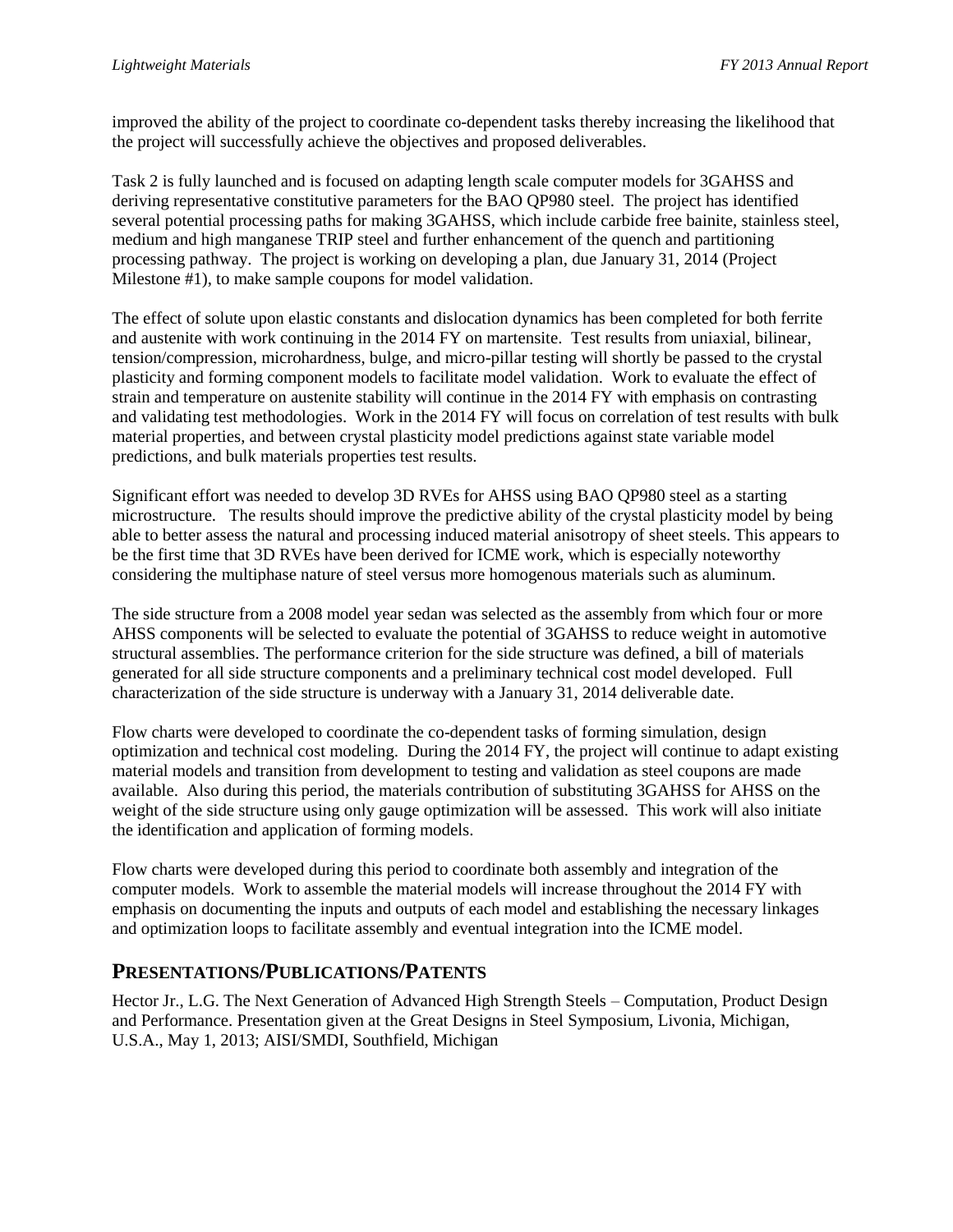improved the ability of the project to coordinate co-dependent tasks thereby increasing the likelihood that the project will successfully achieve the objectives and proposed deliverables.

Task 2 is fully launched and is focused on adapting length scale computer models for 3GAHSS and deriving representative constitutive parameters for the BAO QP980 steel. The project has identified several potential processing paths for making 3GAHSS, which include carbide free bainite, stainless steel, medium and high manganese TRIP steel and further enhancement of the quench and partitioning processing pathway. The project is working on developing a plan, due January 31, 2014 (Project Milestone #1), to make sample coupons for model validation.

The effect of solute upon elastic constants and dislocation dynamics has been completed for both ferrite and austenite with work continuing in the 2014 FY on martensite. Test results from uniaxial, bilinear, tension/compression, microhardness, bulge, and micro-pillar testing will shortly be passed to the crystal plasticity and forming component models to facilitate model validation. Work to evaluate the effect of strain and temperature on austenite stability will continue in the 2014 FY with emphasis on contrasting and validating test methodologies. Work in the 2014 FY will focus on correlation of test results with bulk material properties, and between crystal plasticity model predictions against state variable model predictions, and bulk materials properties test results.

Significant effort was needed to develop 3D RVEs for AHSS using BAO QP980 steel as a starting microstructure. The results should improve the predictive ability of the crystal plasticity model by being able to better assess the natural and processing induced material anisotropy of sheet steels. This appears to be the first time that 3D RVEs have been derived for ICME work, which is especially noteworthy considering the multiphase nature of steel versus more homogenous materials such as aluminum.

The side structure from a 2008 model year sedan was selected as the assembly from which four or more AHSS components will be selected to evaluate the potential of 3GAHSS to reduce weight in automotive structural assemblies. The performance criterion for the side structure was defined, a bill of materials generated for all side structure components and a preliminary technical cost model developed. Full characterization of the side structure is underway with a January 31, 2014 deliverable date.

Flow charts were developed to coordinate the co-dependent tasks of forming simulation, design optimization and technical cost modeling. During the 2014 FY, the project will continue to adapt existing material models and transition from development to testing and validation as steel coupons are made available. Also during this period, the materials contribution of substituting 3GAHSS for AHSS on the weight of the side structure using only gauge optimization will be assessed. This work will also initiate the identification and application of forming models.

Flow charts were developed during this period to coordinate both assembly and integration of the computer models. Work to assemble the material models will increase throughout the 2014 FY with emphasis on documenting the inputs and outputs of each model and establishing the necessary linkages and optimization loops to facilitate assembly and eventual integration into the ICME model.

## Presentations/Publications/Patents

Hector Jr., L.G. The Next Generation of Advanced High Strength Steels – Computation, Product Design and Performance. Presentation given at the Great Designs in Steel Symposium, Livonia, Michigan, U.S.A., May 1, 2013; AISI/SMDI, Southfield, Michigan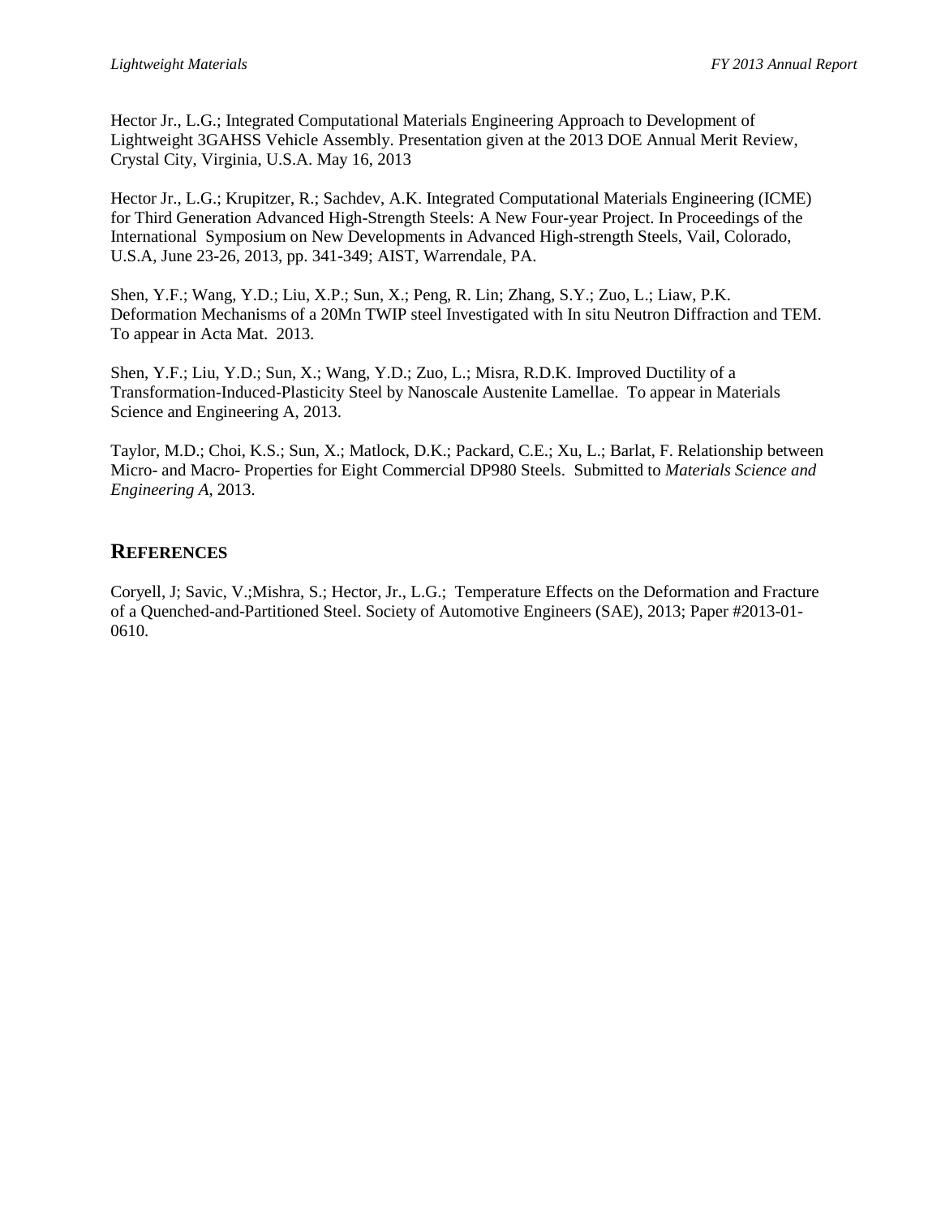Hector Jr., L.G.; Integrated Computational Materials Engineering Approach to Development of Lightweight 3GAHSS Vehicle Assembly. Presentation given at the 2013 DOE Annual Merit Review, Crystal City, Virginia, U.S.A. May 16, 2013

Hector Jr., L.G.; Krupitzer, R.; Sachdev, A.K. Integrated Computational Materials Engineering (ICME) for Third Generation Advanced High-Strength Steels: A New Four-year Project. In Proceedings of the International Symposium on New Developments in Advanced High-strength Steels, Vail, Colorado, U.S.A, June 23-26, 2013, pp. 341-349; AIST, Warrendale, PA.

Shen, Y.F.; Wang, Y.D.; Liu, X.P.; Sun, X.; Peng, R. Lin; Zhang, S.Y.; Zuo, L.; Liaw, P.K. Deformation Mechanisms of a 20Mn TWIP steel Investigated with In situ Neutron Diffraction and TEM. To appear in Acta Mat. 2013.

Shen, Y.F.; Liu, Y.D.; Sun, X.; Wang, Y.D.; Zuo, L.; Misra, R.D.K. Improved Ductility of a Transformation-Induced-Plasticity Steel by Nanoscale Austenite Lamellae. To appear in Materials Science and Engineering A, 2013.

Taylor, M.D.; Choi, K.S.; Sun, X.; Matlock, D.K.; Packard, C.E.; Xu, L.; Barlat, F. Relationship between Micro- and Macro- Properties for Eight Commercial DP980 Steels. Submitted to *Materials Science and Engineering A*, 2013.

## References

Coryell, J; Savic, V.;Mishra, S.; Hector, Jr., L.G.; Temperature Effects on the Deformation and Fracture of a Quenched-and-Partitioned Steel. Society of Automotive Engineers (SAE), 2013; Paper #2013-01-0610.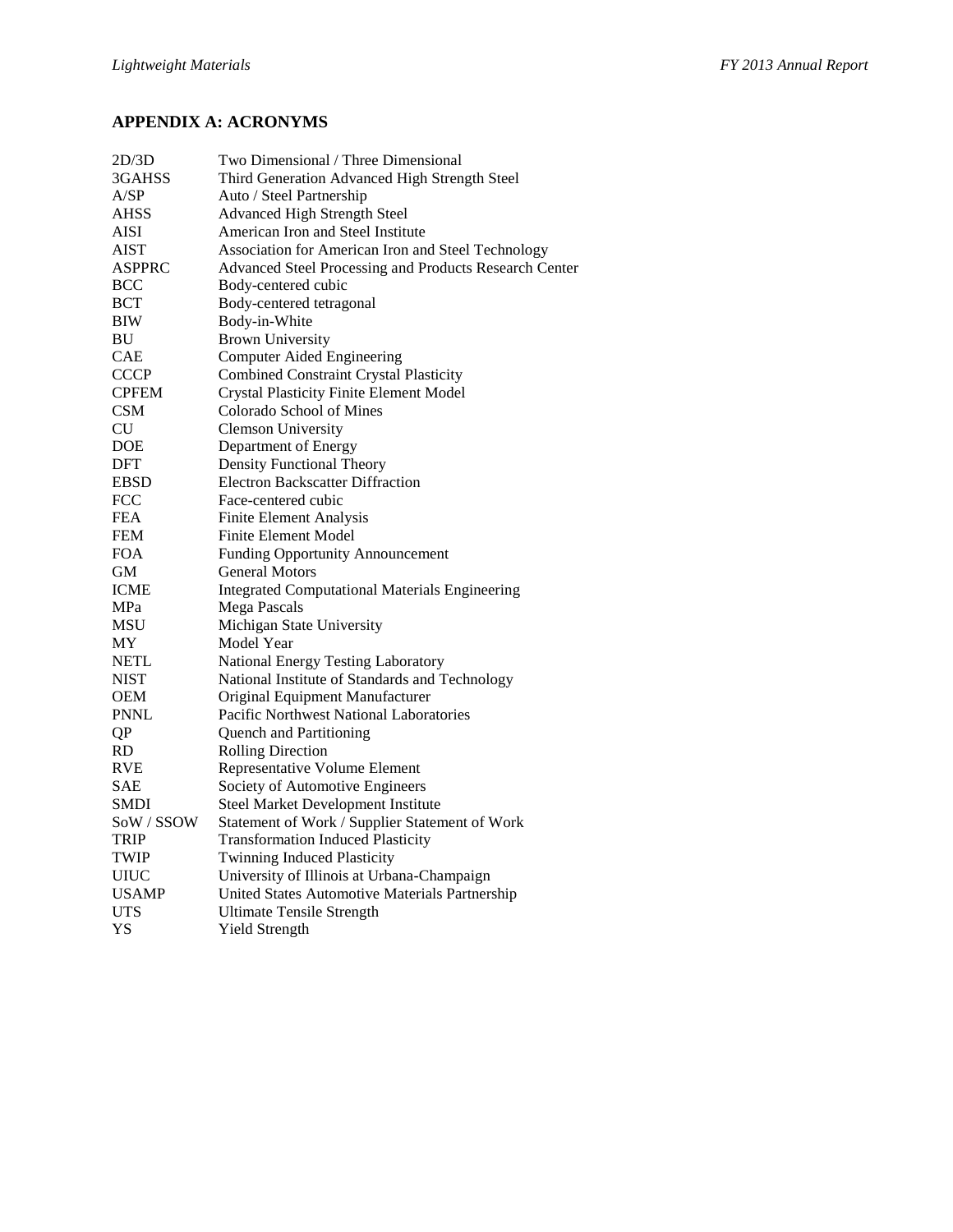## APPENDIX A: ACRONYMS

| | |
|---|---|
| 2D/3D | Two Dimensional / Three Dimensional |
| 3GAHSS | Third Generation Advanced High Strength Steel |
| A/SP | Auto / Steel Partnership |
| AHSS | Advanced High Strength Steel |
| AISI | American Iron and Steel Institute |
| AIST | Association for American Iron and Steel Technology |
| ASPPRC | Advanced Steel Processing and Products Research Center |
| BCC | Body-centered cubic |
| BCT | Body-centered tetragonal |
| BIW | Body-in-White |
| BU | Brown University |
| CAE | Computer Aided Engineering |
| CCCP | Combined Constraint Crystal Plasticity |
| CPFEM | Crystal Plasticity Finite Element Model |
| CSM | Colorado School of Mines |
| CU | Clemson University |
| DOE | Department of Energy |
| DFT | Density Functional Theory |
| EBSD | Electron Backscatter Diffraction |
| FCC | Face-centered cubic |
| FEA | Finite Element Analysis |
| FEM | Finite Element Model |
| FOA | Funding Opportunity Announcement |
| GM | General Motors |
| ICME | Integrated Computational Materials Engineering |
| MPa | Mega Pascals |
| MSU | Michigan State University |
| MY | Model Year |
| NETL | National Energy Testing Laboratory |
| NIST | National Institute of Standards and Technology |
| OEM | Original Equipment Manufacturer |
| PNNL | Pacific Northwest National Laboratories |
| QP | Quench and Partitioning |
| RD | Rolling Direction |
| RVE | Representative Volume Element |
| SAE | Society of Automotive Engineers |
| SMDI | Steel Market Development Institute |
| SoW / SSOW | Statement of Work / Supplier Statement of Work |
| TRIP | Transformation Induced Plasticity |
| TWIP | Twinning Induced Plasticity |
| UIUC | University of Illinois at Urbana-Champaign |
| USAMP | United States Automotive Materials Partnership |
| UTS | Ultimate Tensile Strength |
| YS | Yield Strength |